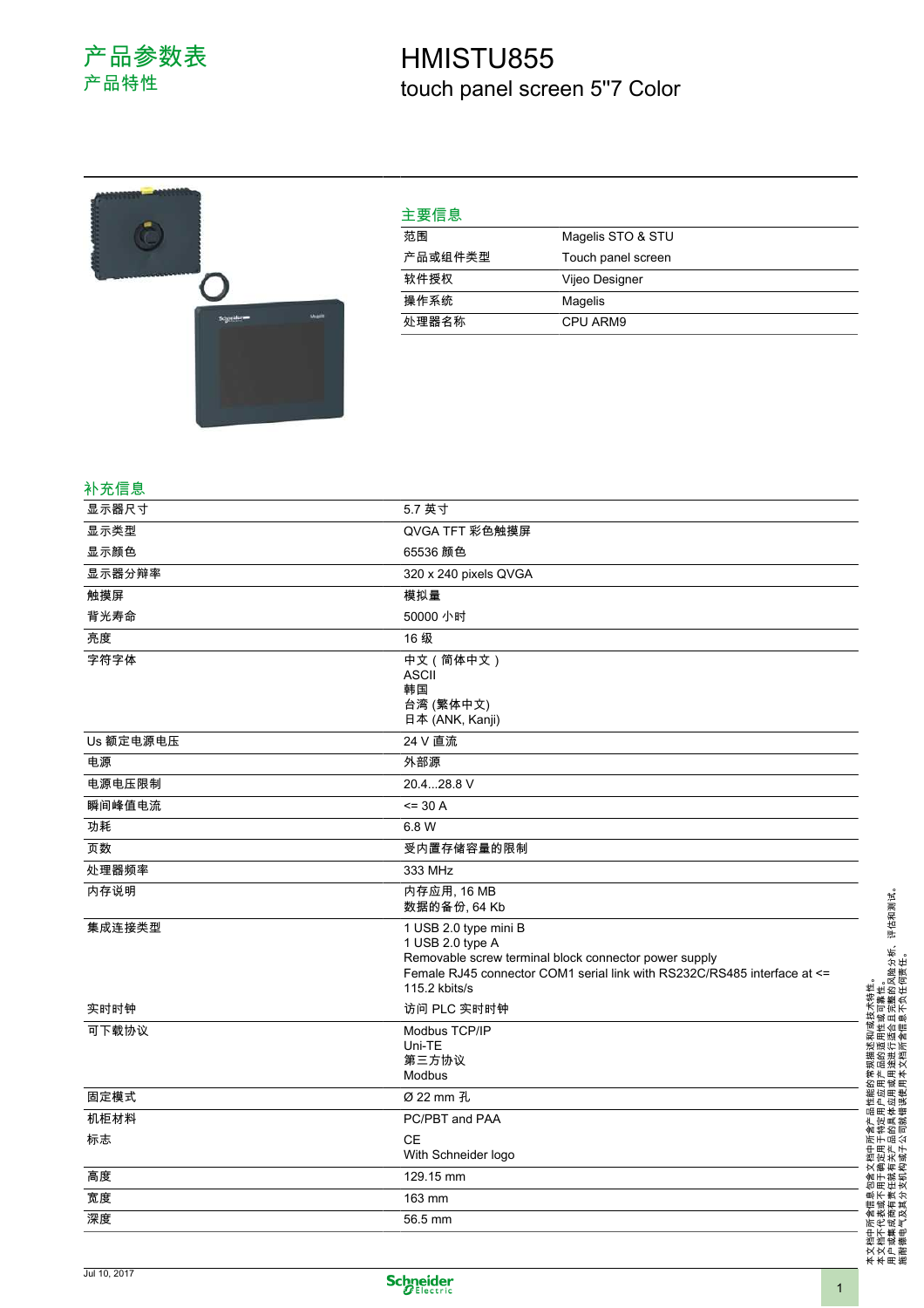# 产品参数表
## 产品特性

# HMISTU855
touch panel screen 5"7 Color

## 主要信息

| | |
|---|---|
| 范围 | Magelis STO & STU |
| 产品或组件类型 | Touch panel screen |
| 软件授权 | Vijeo Designer |
| 操作系统 | Magelis |
| 处理器名称 | CPU ARM9 |

## 补充信息

| | |
|---|---|
| 显示器尺寸 | 5.7 英寸 |
| 显示类型 | QVGA TFT 彩色触摸屏 |
| 显示颜色 | 65536 颜色 |
| 显示器分辨率 | 320 x 240 pixels QVGA |
| 触摸屏 | 模拟量 |
| 背光寿命 | 50000 小时 |
| 亮度 | 16 级 |
| 字符字体 | 中文（简体中文）<br>ASCII<br>韩国<br>台湾 (繁体中文)<br>日本 (ANK, Kanji) |
| Us 额定电源电压 | 24 V 直流 |
| 电源 | 外部源 |
| 电源电压限制 | 20.4...28.8 V |
| 瞬间峰值电流 | <= 30 A |
| 功耗 | 6.8 W |
| 页数 | 受内置存储容量的限制 |
| 处理器频率 | 333 MHz |
| 内存说明 | 内存应用, 16 MB<br>数据的备份, 64 Kb |
| 集成连接类型 | 1 USB 2.0 type mini B<br>1 USB 2.0 type A<br>Removable screw terminal block connector power supply<br>Female RJ45 connector COM1 serial link with RS232C/RS485 interface at <= 115.2 kbits/s |
| 实时时钟 | 访问 PLC 实时时钟 |
| 可下载协议 | Modbus TCP/IP<br>Uni-TE<br>第三方协议<br>Modbus |
| 固定模式 | Ø 22 mm 孔 |
| 机柜材料 | PC/PBT and PAA |
| 标志 | CE<br>With Schneider logo |
| 高度 | 129.15 mm |
| 宽度 | 163 mm |
| 深度 | 56.5 mm |

本文档中所含信息包含文档中所含产品性能的常规描述和或技术特性。本文档不代表或不用于确定用户应用产品的适用性或可靠性。用户或集成商有责任就有关产品的具体应用进行适当且完整的风险分析、评估和测试。施耐德电气及其分支机构或子公司概不对误用本文档所含信息负任何责任。

Jul 10, 2017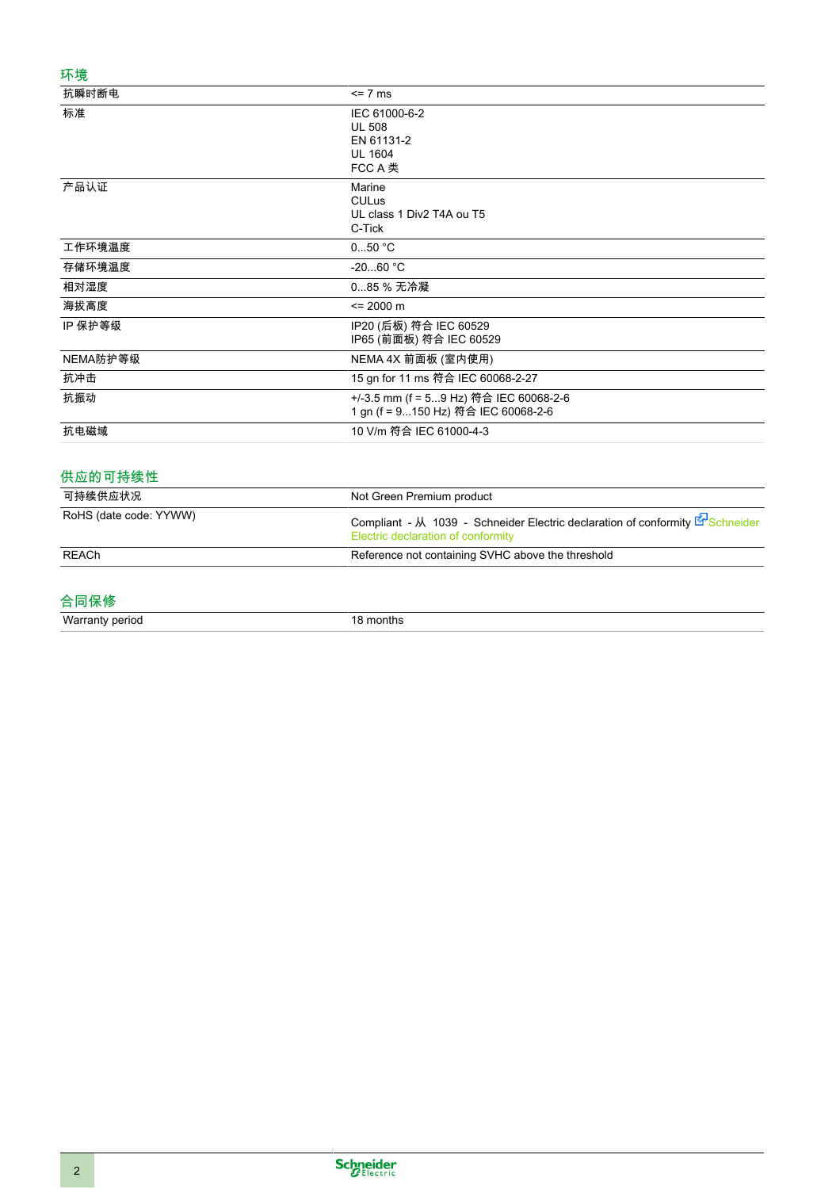## 环境

| | |
|---|---|
| 抗瞬时断电 | <= 7 ms |
| 标准 | IEC 61000-6-2<br>UL 508<br>EN 61131-2<br>UL 1604<br>FCC A 类 |
| 产品认证 | Marine<br>CULus<br>UL class 1 Div2 T4A ou T5<br>C-Tick |
| 工作环境温度 | 0...50 °C |
| 存储环境温度 | -20...60 °C |
| 相对湿度 | 0...85 % 无冷凝 |
| 海拔高度 | <= 2000 m |
| IP 保护等级 | IP20 (后板) 符合 IEC 60529<br>IP65 (前面板) 符合 IEC 60529 |
| NEMA防护等级 | NEMA 4X 前面板 (室内使用) |
| 抗冲击 | 15 gn for 11 ms 符合 IEC 60068-2-27 |
| 抗振动 | +/-3.5 mm (f = 5...9 Hz) 符合 IEC 60068-2-6<br>1 gn (f = 9...150 Hz) 符合 IEC 60068-2-6 |
| 抗电磁域 | 10 V/m 符合 IEC 61000-4-3 |

## 供应的可持续性

| | |
|---|---|
| 可持续供应状况 | Not Green Premium product |
| RoHS (date code: YYWW) | Compliant - 从 1039 - Schneider Electric declaration of conformity Schneider Electric declaration of conformity |
| REACh | Reference not containing SVHC above the threshold |

## 合同保修

| | |
|---|---|
| Warranty period | 18 months |